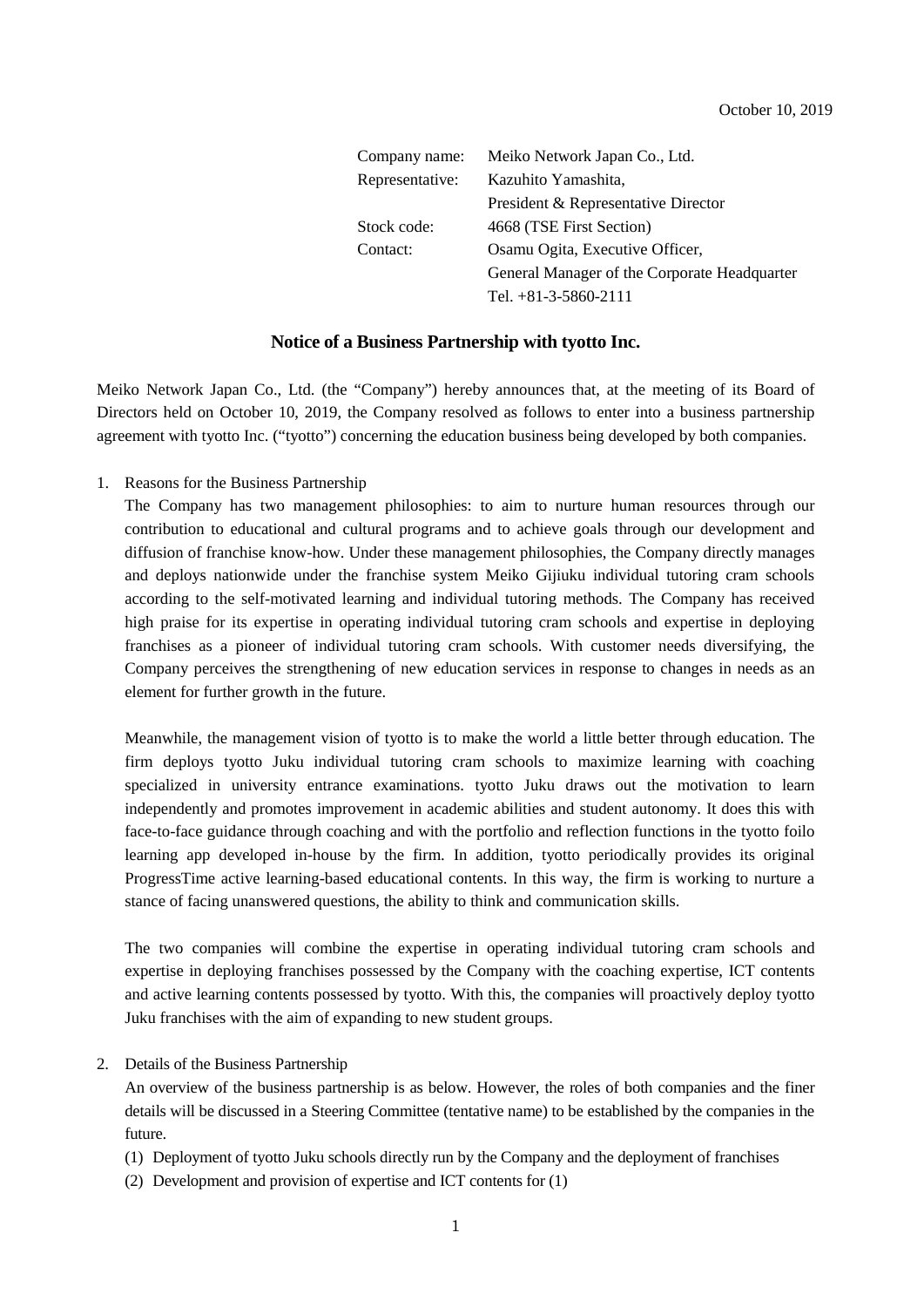October 10, 2019

| | |
|---|---|
| Company name: | Meiko Network Japan Co., Ltd. |
| Representative: | Kazuhito Yamashita, President & Representative Director |
| Stock code: | 4668 (TSE First Section) |
| Contact: | Osamu Ogita, Executive Officer, General Manager of the Corporate Headquarter Tel. +81-3-5860-2111 |

# Notice of a Business Partnership with tyotto Inc.

Meiko Network Japan Co., Ltd. (the "Company") hereby announces that, at the meeting of its Board of Directors held on October 10, 2019, the Company resolved as follows to enter into a business partnership agreement with tyotto Inc. ("tyotto") concerning the education business being developed by both companies.

1. Reasons for the Business Partnership

   The Company has two management philosophies: to aim to nurture human resources through our contribution to educational and cultural programs and to achieve goals through our development and diffusion of franchise know-how. Under these management philosophies, the Company directly manages and deploys nationwide under the franchise system Meiko Gijiuku individual tutoring cram schools according to the self-motivated learning and individual tutoring methods. The Company has received high praise for its expertise in operating individual tutoring cram schools and expertise in deploying franchises as a pioneer of individual tutoring cram schools. With customer needs diversifying, the Company perceives the strengthening of new education services in response to changes in needs as an element for further growth in the future.

   Meanwhile, the management vision of tyotto is to make the world a little better through education. The firm deploys tyotto Juku individual tutoring cram schools to maximize learning with coaching specialized in university entrance examinations. tyotto Juku draws out the motivation to learn independently and promotes improvement in academic abilities and student autonomy. It does this with face-to-face guidance through coaching and with the portfolio and reflection functions in the tyotto foilo learning app developed in-house by the firm. In addition, tyotto periodically provides its original ProgressTime active learning-based educational contents. In this way, the firm is working to nurture a stance of facing unanswered questions, the ability to think and communication skills.

   The two companies will combine the expertise in operating individual tutoring cram schools and expertise in deploying franchises possessed by the Company with the coaching expertise, ICT contents and active learning contents possessed by tyotto. With this, the companies will proactively deploy tyotto Juku franchises with the aim of expanding to new student groups.

2. Details of the Business Partnership

   An overview of the business partnership is as below. However, the roles of both companies and the finer details will be discussed in a Steering Committee (tentative name) to be established by the companies in the future.

   (1) Deployment of tyotto Juku schools directly run by the Company and the deployment of franchises

   (2) Development and provision of expertise and ICT contents for (1)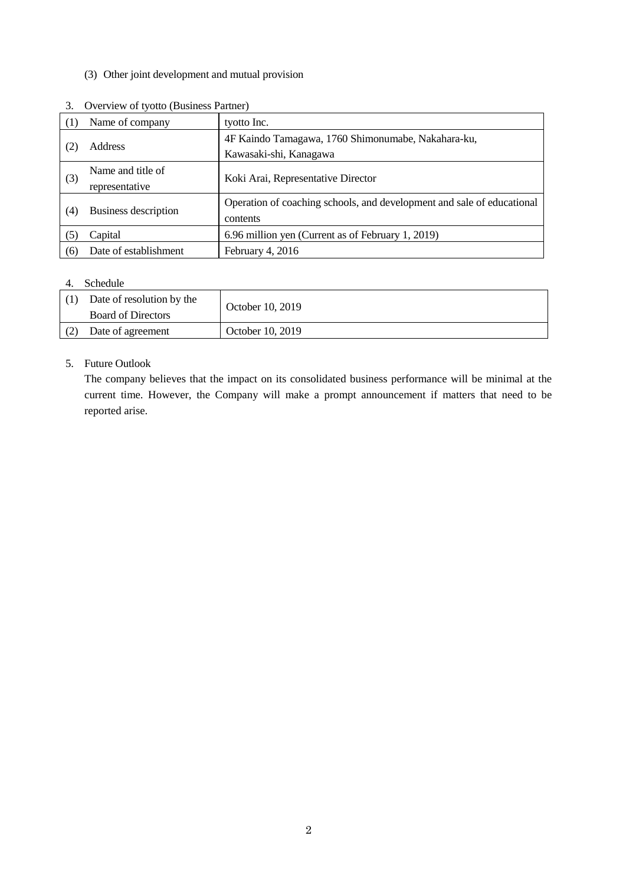(3) Other joint development and mutual provision

3. Overview of tyotto (Business Partner)

| | |
|---|---|
| (1) Name of company | tyotto Inc. |
| (2) Address | 4F Kaindo Tamagawa, 1760 Shimonumabe, Nakahara-ku, Kawasaki-shi, Kanagawa |
| (3) Name and title of representative | Koki Arai, Representative Director |
| (4) Business description | Operation of coaching schools, and development and sale of educational contents |
| (5) Capital | 6.96 million yen (Current as of February 1, 2019) |
| (6) Date of establishment | February 4, 2016 |

4. Schedule

| | |
|---|---|
| (1) Date of resolution by the Board of Directors | October 10, 2019 |
| (2) Date of agreement | October 10, 2019 |

5. Future Outlook

The company believes that the impact on its consolidated business performance will be minimal at the current time. However, the Company will make a prompt announcement if matters that need to be reported arise.